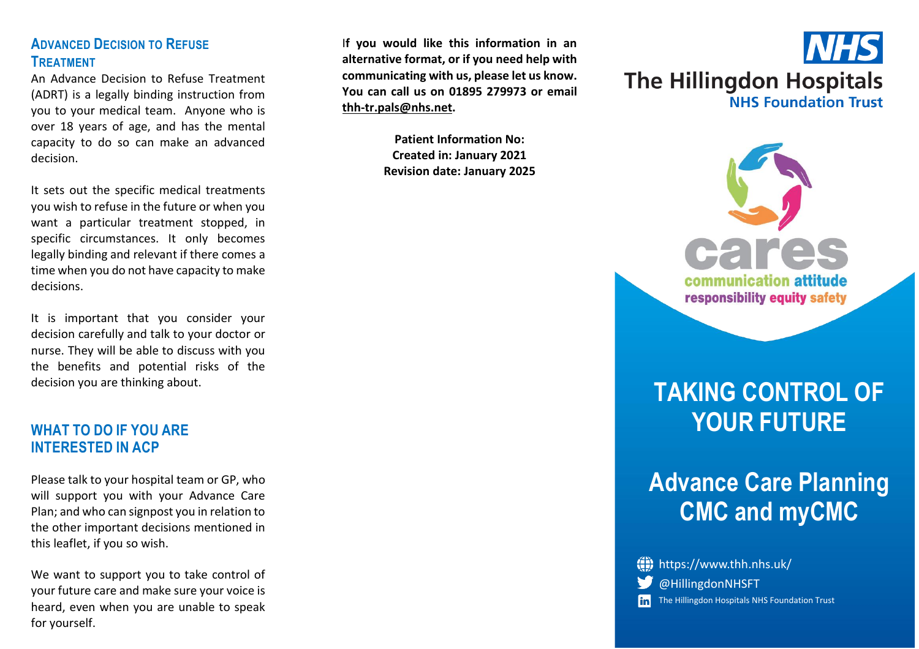## Advanced Decision to Refuse Treatment

An Advance Decision to Refuse Treatment (ADRT) is a legally binding instruction from you to your medical team. Anyone who is over 18 years of age, and has the mental capacity to do so can make an advanced decision.

It sets out the specific medical treatments you wish to refuse in the future or when you want a particular treatment stopped, in specific circumstances. It only becomes legally binding and relevant if there comes a time when you do not have capacity to make decisions.

It is important that you consider your decision carefully and talk to your doctor or nurse. They will be able to discuss with you the benefits and potential risks of the decision you are thinking about.

## WHAT TO DO IF YOU ARE INTERESTED IN ACP

Please talk to your hospital team or GP, who will support you with your Advance Care Plan; and who can signpost you in relation to the other important decisions mentioned in this leaflet, if you so wish.

We want to support you to take control of your future care and make sure your voice is heard, even when you are unable to speak for yourself.

**If you would like this information in an alternative format, or if you need help with communicating with us, please let us know. You can call us on 01895 279973 or email thh-tr.pals@nhs.net.**

**Patient Information No:**
**Created in: January 2021**
**Revision date: January 2025**

NHS
The Hillingdon Hospitals
NHS Foundation Trust

cares
communication attitude
responsibility equity safety

# TAKING CONTROL OF YOUR FUTURE

# Advance Care Planning CMC and myCMC

https://www.thh.nhs.uk/
@HillingdonNHSFT
The Hillingdon Hospitals NHS Foundation Trust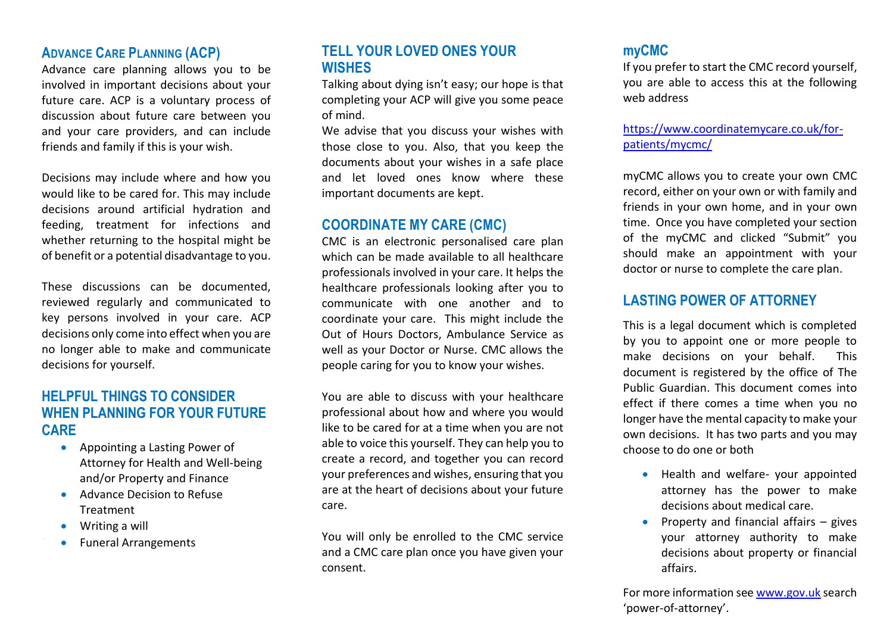## Advance Care Planning (ACP)

Advance care planning allows you to be involved in important decisions about your future care. ACP is a voluntary process of discussion about future care between you and your care providers, and can include friends and family if this is your wish.

Decisions may include where and how you would like to be cared for. This may include decisions around artificial hydration and feeding, treatment for infections and whether returning to the hospital might be of benefit or a potential disadvantage to you.

These discussions can be documented, reviewed regularly and communicated to key persons involved in your care. ACP decisions only come into effect when you are no longer able to make and communicate decisions for yourself.

## HELPFUL THINGS TO CONSIDER WHEN PLANNING FOR YOUR FUTURE CARE

- Appointing a Lasting Power of Attorney for Health and Well-being and/or Property and Finance
- Advance Decision to Refuse Treatment
- Writing a will
- Funeral Arrangements

## TELL YOUR LOVED ONES YOUR WISHES

Talking about dying isn't easy; our hope is that completing your ACP will give you some peace of mind.

We advise that you discuss your wishes with those close to you. Also, that you keep the documents about your wishes in a safe place and let loved ones know where these important documents are kept.

## COORDINATE MY CARE (CMC)

CMC is an electronic personalised care plan which can be made available to all healthcare professionals involved in your care. It helps the healthcare professionals looking after you to communicate with one another and to coordinate your care. This might include the Out of Hours Doctors, Ambulance Service as well as your Doctor or Nurse. CMC allows the people caring for you to know your wishes.

You are able to discuss with your healthcare professional about how and where you would like to be cared for at a time when you are not able to voice this yourself. They can help you to create a record, and together you can record your preferences and wishes, ensuring that you are at the heart of decisions about your future care.

You will only be enrolled to the CMC service and a CMC care plan once you have given your consent.

## myCMC

If you prefer to start the CMC record yourself, you are able to access this at the following web address

https://www.coordinatemycare.co.uk/for-patients/mycmc/

myCMC allows you to create your own CMC record, either on your own or with family and friends in your own home, and in your own time. Once you have completed your section of the myCMC and clicked "Submit" you should make an appointment with your doctor or nurse to complete the care plan.

## LASTING POWER OF ATTORNEY

This is a legal document which is completed by you to appoint one or more people to make decisions on your behalf. This document is registered by the office of The Public Guardian. This document comes into effect if there comes a time when you no longer have the mental capacity to make your own decisions. It has two parts and you may choose to do one or both

- Health and welfare- your appointed attorney has the power to make decisions about medical care.
- Property and financial affairs – gives your attorney authority to make decisions about property or financial affairs.

For more information see www.gov.uk search 'power-of-attorney'.